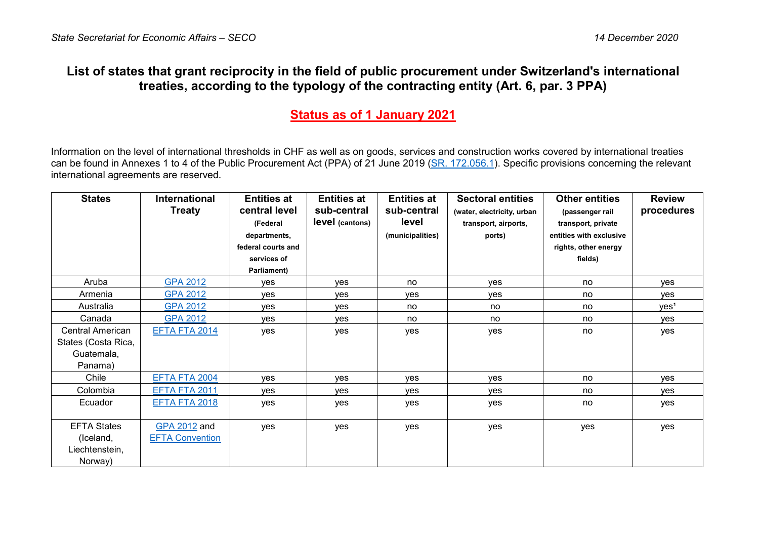# List of states that grant reciprocity in the field of public procurement under Switzerland's international treaties, according to the typology of the contracting entity (Art. 6, par. 3 PPA)

## Status as of 1 January 2021

Information on the level of international thresholds in CHF as well as on goods, services and construction works covered by international treaties can be found in Annexes 1 to 4 of the Public Procurement Act (PPA) of 21 June 2019 (SR. 172.056.1). Specific provisions concerning the relevant international agreements are reserved.

| States | International Treaty | Entities at central level (Federal departments, federal courts and services of Parliament) | Entities at sub-central level (cantons) | Entities at sub-central level (municipalities) | Sectoral entities (water, electricity, urban transport, airports, ports) | Other entities (passenger rail transport, private entities with exclusive rights, other energy fields) | Review procedures |
|---|---|---|---|---|---|---|---|
| Aruba | GPA 2012 | yes | yes | no | yes | no | yes |
| Armenia | GPA 2012 | yes | yes | yes | yes | no | yes |
| Australia | GPA 2012 | yes | yes | no | no | no | yes[1] |
| Canada | GPA 2012 | yes | yes | no | no | no | yes |
| Central American States (Costa Rica, Guatemala, Panama) | EFTA FTA 2014 | yes | yes | yes | yes | no | yes |
| Chile | EFTA FTA 2004 | yes | yes | yes | yes | no | yes |
| Colombia | EFTA FTA 2011 | yes | yes | yes | yes | no | yes |
| Ecuador | EFTA FTA 2018 | yes | yes | yes | yes | no | yes |
| EFTA States (Iceland, Liechtenstein, Norway) | GPA 2012 and EFTA Convention | yes | yes | yes | yes | yes | yes |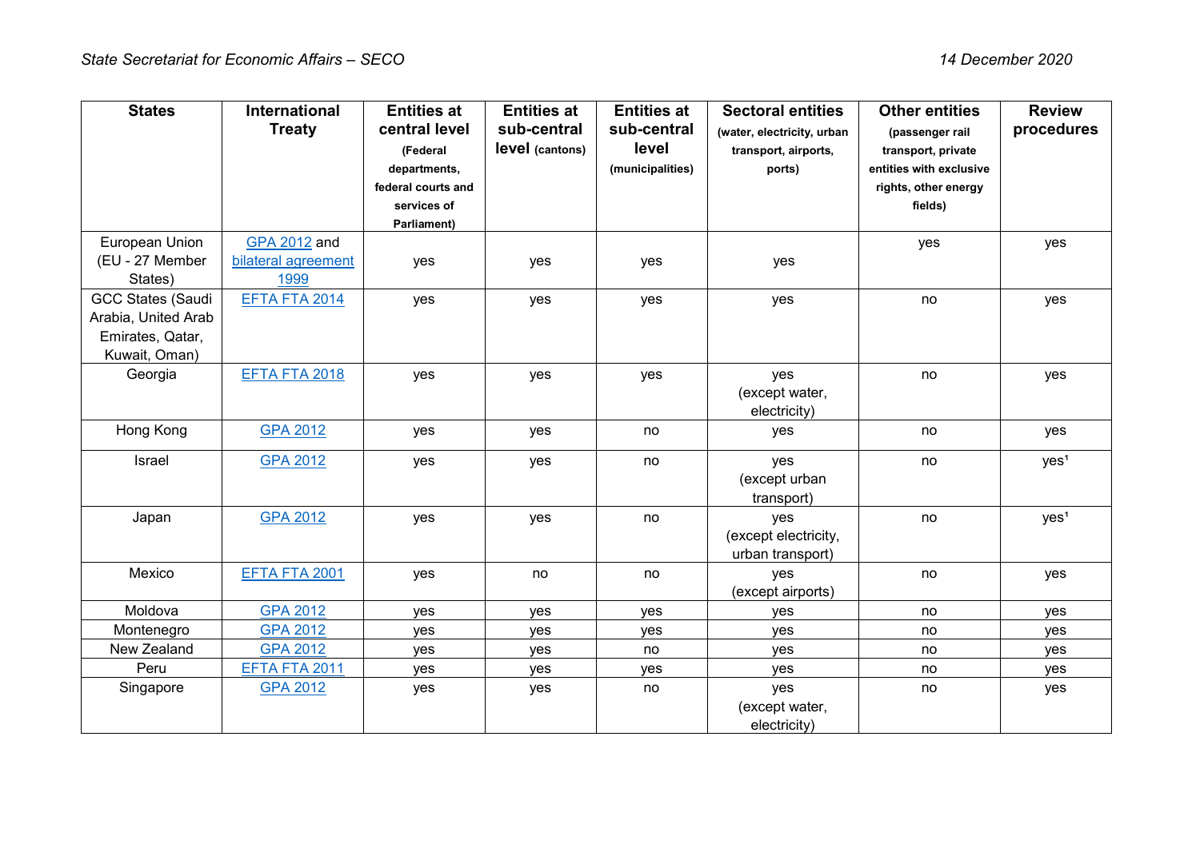| States | International Treaty | Entities at central level (Federal departments, federal courts and services of Parliament) | Entities at sub-central level (cantons) | Entities at sub-central level (municipalities) | Sectoral entities (water, electricity, urban transport, airports, ports) | Other entities (passenger rail transport, private entities with exclusive rights, other energy fields) | Review procedures |
|---|---|---|---|---|---|---|---|
| European Union (EU - 27 Member States) | GPA 2012 and bilateral agreement 1999 | yes | yes | yes | yes | yes | yes |
| GCC States (Saudi Arabia, United Arab Emirates, Qatar, Kuwait, Oman) | EFTA FTA 2014 | yes | yes | yes | yes | no | yes |
| Georgia | EFTA FTA 2018 | yes | yes | yes | yes (except water, electricity) | no | yes |
| Hong Kong | GPA 2012 | yes | yes | no | yes | no | yes |
| Israel | GPA 2012 | yes | yes | no | yes (except urban transport) | no | yes[1] |
| Japan | GPA 2012 | yes | yes | no | yes (except electricity, urban transport) | no | yes[1] |
| Mexico | EFTA FTA 2001 | yes | no | no | yes (except airports) | no | yes |
| Moldova | GPA 2012 | yes | yes | yes | yes | no | yes |
| Montenegro | GPA 2012 | yes | yes | yes | yes | no | yes |
| New Zealand | GPA 2012 | yes | yes | no | yes | no | yes |
| Peru | EFTA FTA 2011 | yes | yes | yes | yes | no | yes |
| Singapore | GPA 2012 | yes | yes | no | yes (except water, electricity) | no | yes |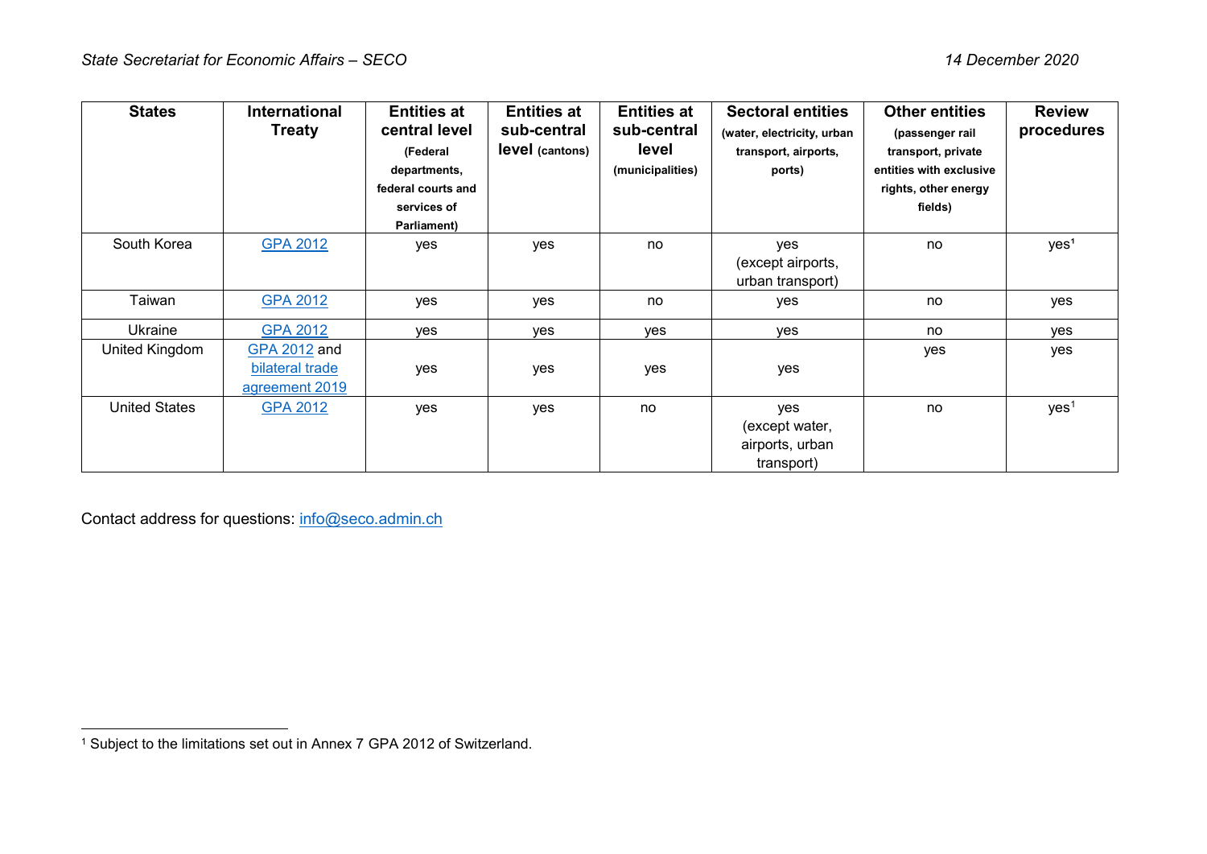| States | International Treaty | Entities at central level (Federal departments, federal courts and services of Parliament) | Entities at sub-central level (cantons) | Entities at sub-central level (municipalities) | Sectoral entities (water, electricity, urban transport, airports, ports) | Other entities (passenger rail transport, private entities with exclusive rights, other energy fields) | Review procedures |
|---|---|---|---|---|---|---|---|
| South Korea | GPA 2012 | yes | yes | no | yes (except airports, urban transport) | no | yes[1] |
| Taiwan | GPA 2012 | yes | yes | no | yes | no | yes |
| Ukraine | GPA 2012 | yes | yes | yes | yes | no | yes |
| United Kingdom | GPA 2012 and bilateral trade agreement 2019 | yes | yes | yes | yes | yes | yes |
| United States | GPA 2012 | yes | yes | no | yes (except water, airports, urban transport) | no | yes[1] |

Contact address for questions: info@seco.admin.ch

[1] Subject to the limitations set out in Annex 7 GPA 2012 of Switzerland.